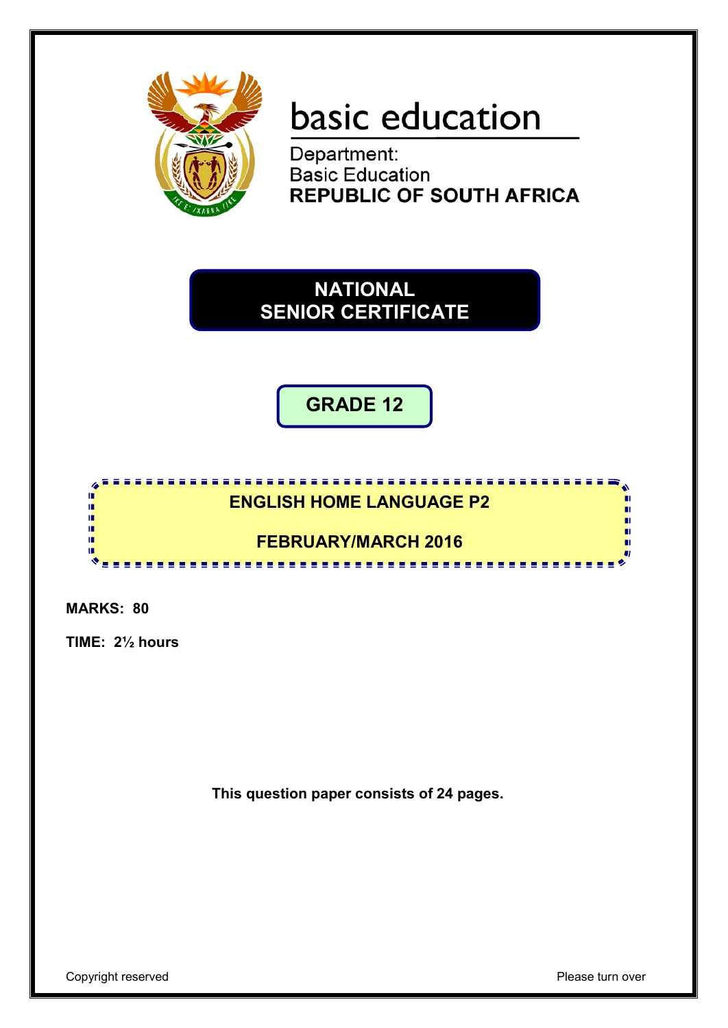basic education

Department:
Basic Education
**REPUBLIC OF SOUTH AFRICA**

# NATIONAL SENIOR CERTIFICATE

## GRADE 12

## ENGLISH HOME LANGUAGE P2

## FEBRUARY/MARCH 2016

**MARKS: 80**

**TIME: 2½ hours**

**This question paper consists of 24 pages.**

Copyright reserved

Please turn over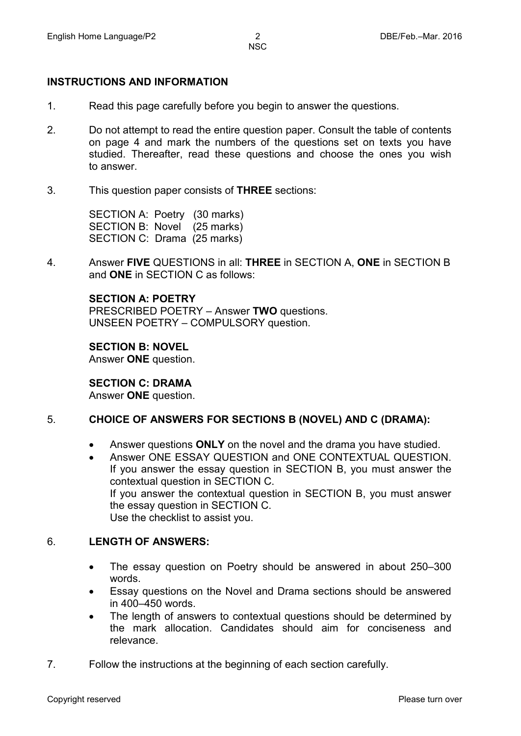## INSTRUCTIONS AND INFORMATION

1. Read this page carefully before you begin to answer the questions.

2. Do not attempt to read the entire question paper. Consult the table of contents on page 4 and mark the numbers of the questions set on texts you have studied. Thereafter, read these questions and choose the ones you wish to answer.

3. This question paper consists of **THREE** sections:

   SECTION A: Poetry (30 marks)
   SECTION B: Novel (25 marks)
   SECTION C: Drama (25 marks)

4. Answer **FIVE** QUESTIONS in all: **THREE** in SECTION A, **ONE** in SECTION B and **ONE** in SECTION C as follows:

   **SECTION A: POETRY**
   PRESCRIBED POETRY – Answer **TWO** questions.
   UNSEEN POETRY – COMPULSORY question.

   **SECTION B: NOVEL**
   Answer **ONE** question.

   **SECTION C: DRAMA**
   Answer **ONE** question.

5. **CHOICE OF ANSWERS FOR SECTIONS B (NOVEL) AND C (DRAMA):**

   - Answer questions **ONLY** on the novel and the drama you have studied.
   - Answer ONE ESSAY QUESTION and ONE CONTEXTUAL QUESTION. If you answer the essay question in SECTION B, you must answer the contextual question in SECTION C.
     If you answer the contextual question in SECTION B, you must answer the essay question in SECTION C.
     Use the checklist to assist you.

6. **LENGTH OF ANSWERS:**

   - The essay question on Poetry should be answered in about 250–300 words.
   - Essay questions on the Novel and Drama sections should be answered in 400–450 words.
   - The length of answers to contextual questions should be determined by the mark allocation. Candidates should aim for conciseness and relevance.

7. Follow the instructions at the beginning of each section carefully.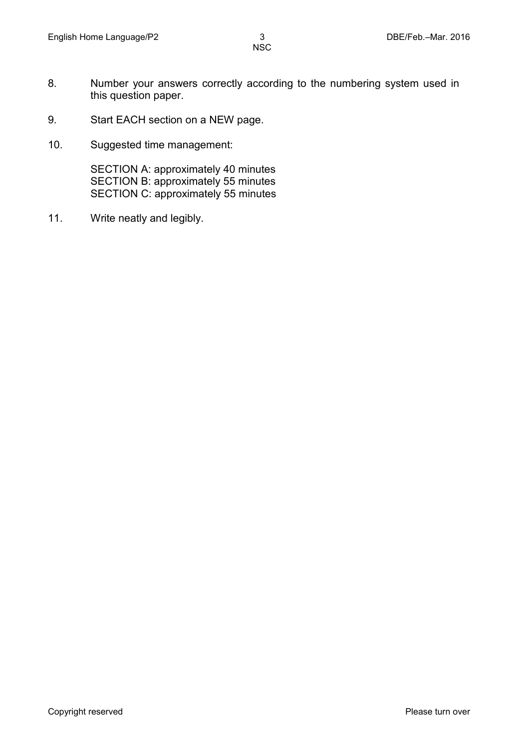8. Number your answers correctly according to the numbering system used in this question paper.

9. Start EACH section on a NEW page.

10. Suggested time management:

    SECTION A: approximately 40 minutes
    SECTION B: approximately 55 minutes
    SECTION C: approximately 55 minutes

11. Write neatly and legibly.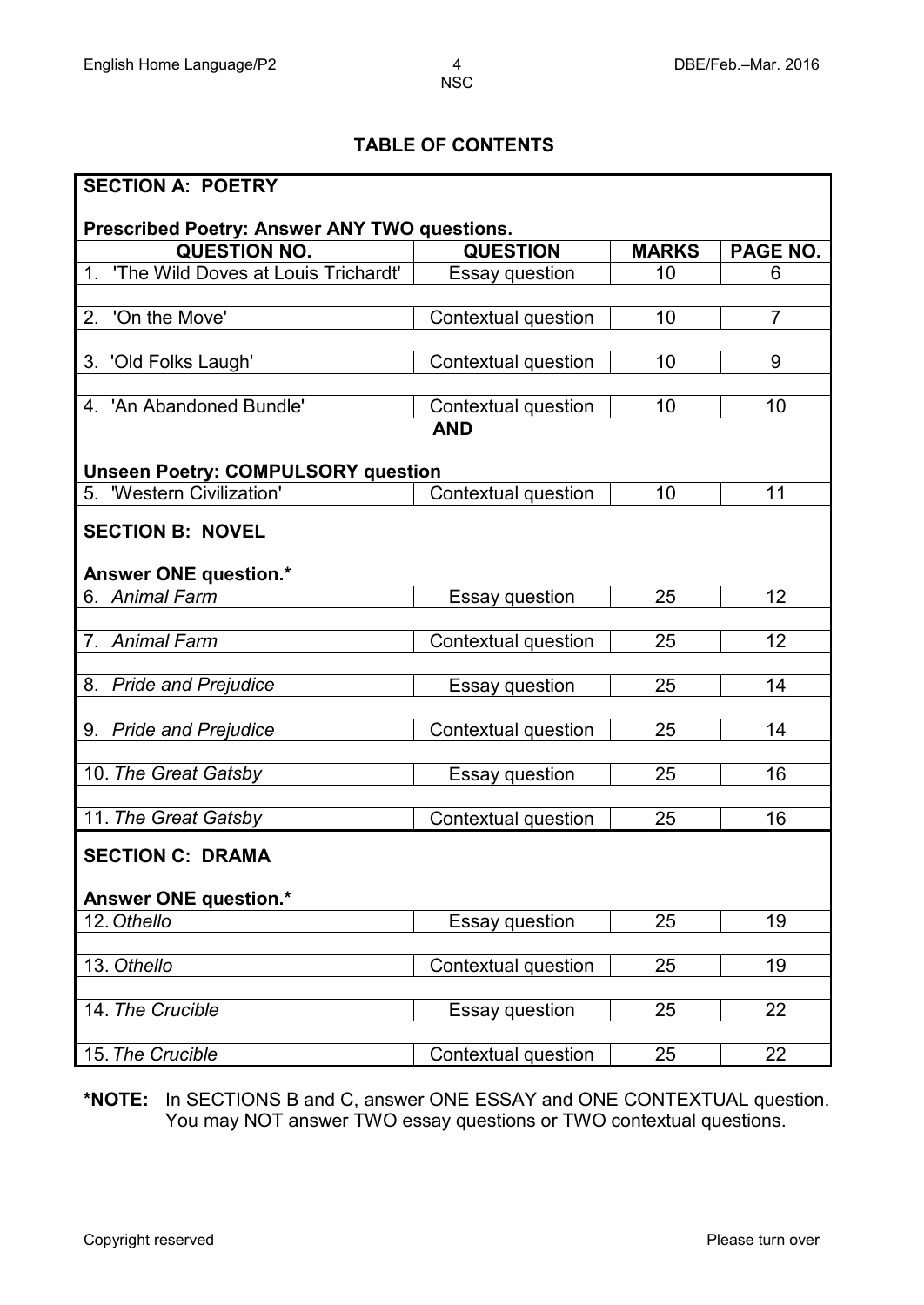## TABLE OF CONTENTS

| SECTION A: POETRY | | | |
|---|---|---|---|
| **Prescribed Poetry: Answer ANY TWO questions.** | | | |
| **QUESTION NO.** | **QUESTION** | **MARKS** | **PAGE NO.** |
| 1. 'The Wild Doves at Louis Trichardt' | Essay question | 10 | 6 |
| 2. 'On the Move' | Contextual question | 10 | 7 |
| 3. 'Old Folks Laugh' | Contextual question | 10 | 9 |
| 4. 'An Abandoned Bundle' | Contextual question | 10 | 10 |
| | **AND** | | |
| **Unseen Poetry: COMPULSORY question** | | | |
| 5. 'Western Civilization' | Contextual question | 10 | 11 |
| **SECTION B: NOVEL** | | | |
| **Answer ONE question.*** | | | |
| 6. *Animal Farm* | Essay question | 25 | 12 |
| 7. *Animal Farm* | Contextual question | 25 | 12 |
| 8. *Pride and Prejudice* | Essay question | 25 | 14 |
| 9. *Pride and Prejudice* | Contextual question | 25 | 14 |
| 10. *The Great Gatsby* | Essay question | 25 | 16 |
| 11. *The Great Gatsby* | Contextual question | 25 | 16 |
| **SECTION C: DRAMA** | | | |
| **Answer ONE question.*** | | | |
| 12. *Othello* | Essay question | 25 | 19 |
| 13. *Othello* | Contextual question | 25 | 19 |
| 14. *The Crucible* | Essay question | 25 | 22 |
| 15. *The Crucible* | Contextual question | 25 | 22 |

***NOTE:** In SECTIONS B and C, answer ONE ESSAY and ONE CONTEXTUAL question. You may NOT answer TWO essay questions or TWO contextual questions.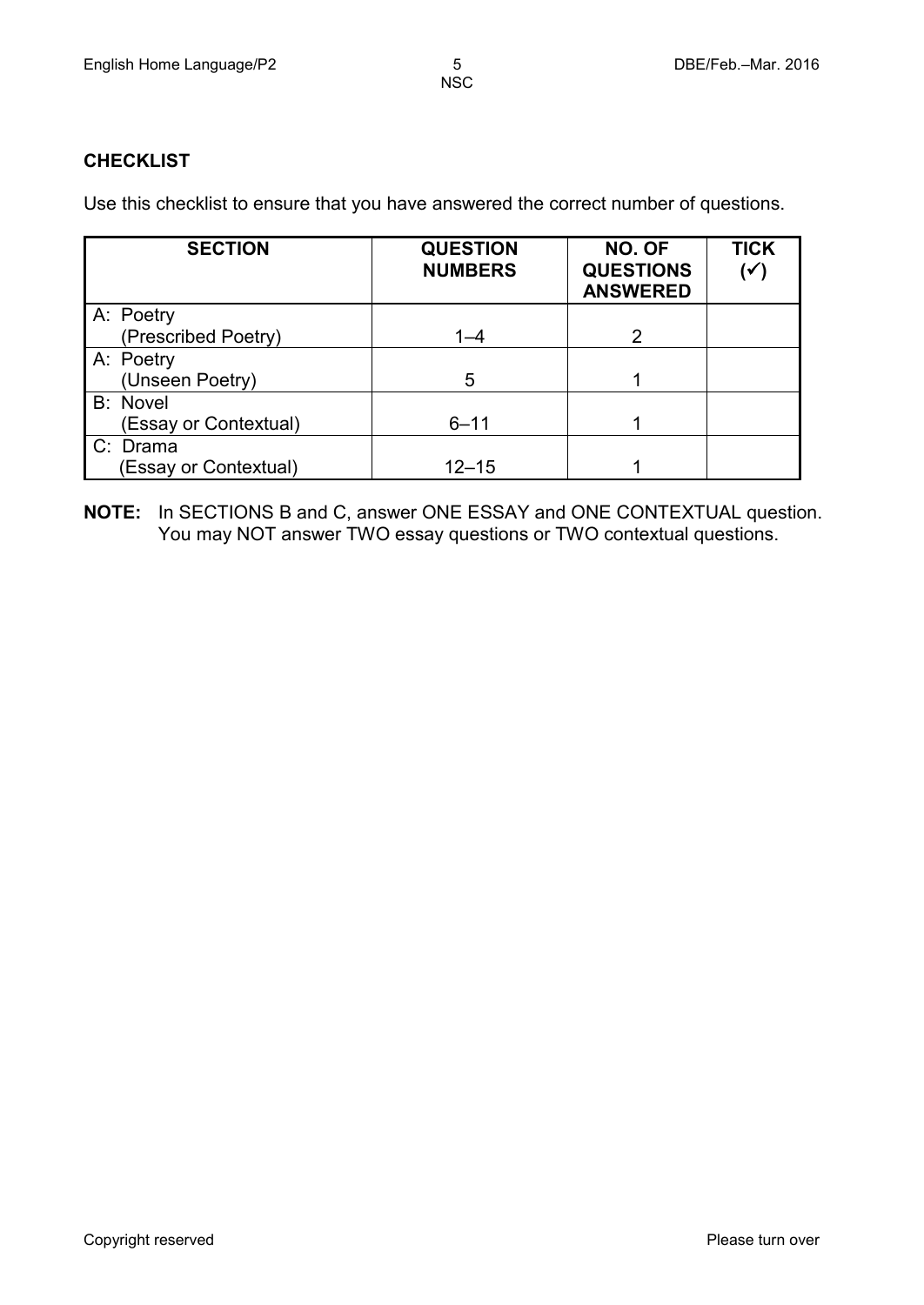## CHECKLIST

Use this checklist to ensure that you have answered the correct number of questions.

| SECTION | QUESTION NUMBERS | NO. OF QUESTIONS ANSWERED | TICK (✓) |
|---|---|---|---|
| A: Poetry (Prescribed Poetry) | 1–4 | 2 | |
| A: Poetry (Unseen Poetry) | 5 | 1 | |
| B: Novel (Essay or Contextual) | 6–11 | 1 | |
| C: Drama (Essay or Contextual) | 12–15 | 1 | |

**NOTE:** In SECTIONS B and C, answer ONE ESSAY and ONE CONTEXTUAL question. You may NOT answer TWO essay questions or TWO contextual questions.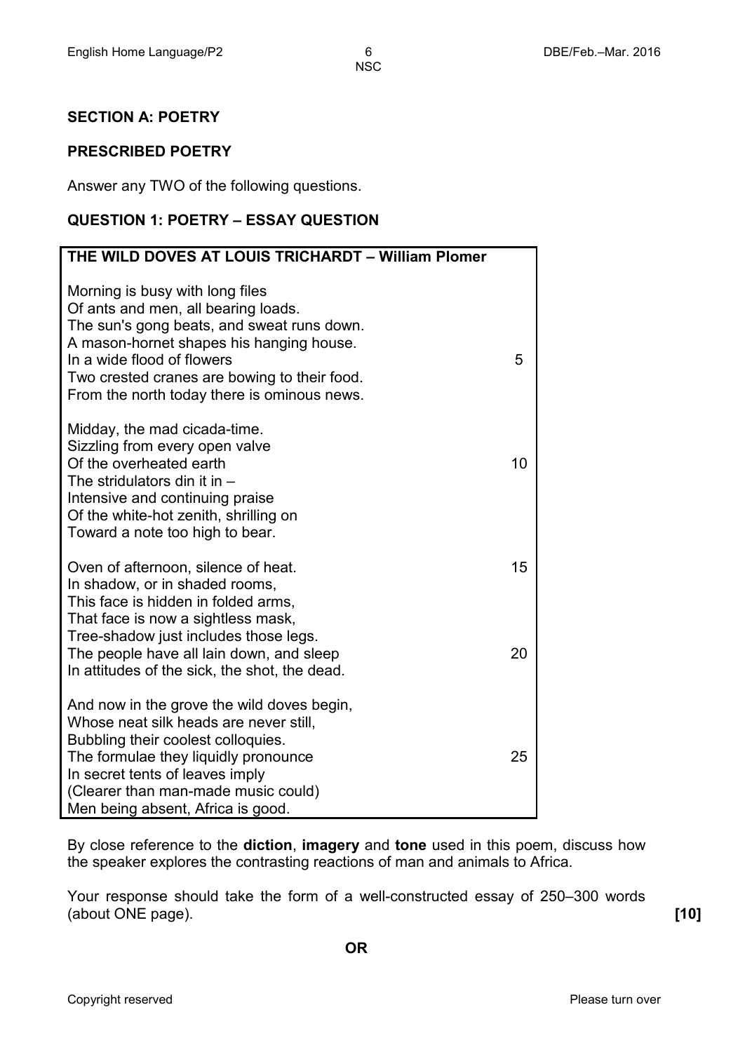## SECTION A: POETRY

### PRESCRIBED POETRY

Answer any TWO of the following questions.

### QUESTION 1: POETRY – ESSAY QUESTION

**THE WILD DOVES AT LOUIS TRICHARDT – William Plomer**

Morning is busy with long files
Of ants and men, all bearing loads.
The sun's gong beats, and sweat runs down.
A mason-hornet shapes his hanging house.
In a wide flood of flowers 5
Two crested cranes are bowing to their food.
From the north today there is ominous news.

Midday, the mad cicada-time.
Sizzling from every open valve
Of the overheated earth 10
The stridulators din it in –
Intensive and continuing praise
Of the white-hot zenith, shrilling on
Toward a note too high to bear.

Oven of afternoon, silence of heat. 15
In shadow, or in shaded rooms,
This face is hidden in folded arms,
That face is now a sightless mask,
Tree-shadow just includes those legs.
The people have all lain down, and sleep 20
In attitudes of the sick, the shot, the dead.

And now in the grove the wild doves begin,
Whose neat silk heads are never still,
Bubbling their coolest colloquies.
The formulae they liquidly pronounce 25
In secret tents of leaves imply
(Clearer than man-made music could)
Men being absent, Africa is good.

By close reference to the **diction**, **imagery** and **tone** used in this poem, discuss how the speaker explores the contrasting reactions of man and animals to Africa.

Your response should take the form of a well-constructed essay of 250–300 words (about ONE page). **[10]**

**OR**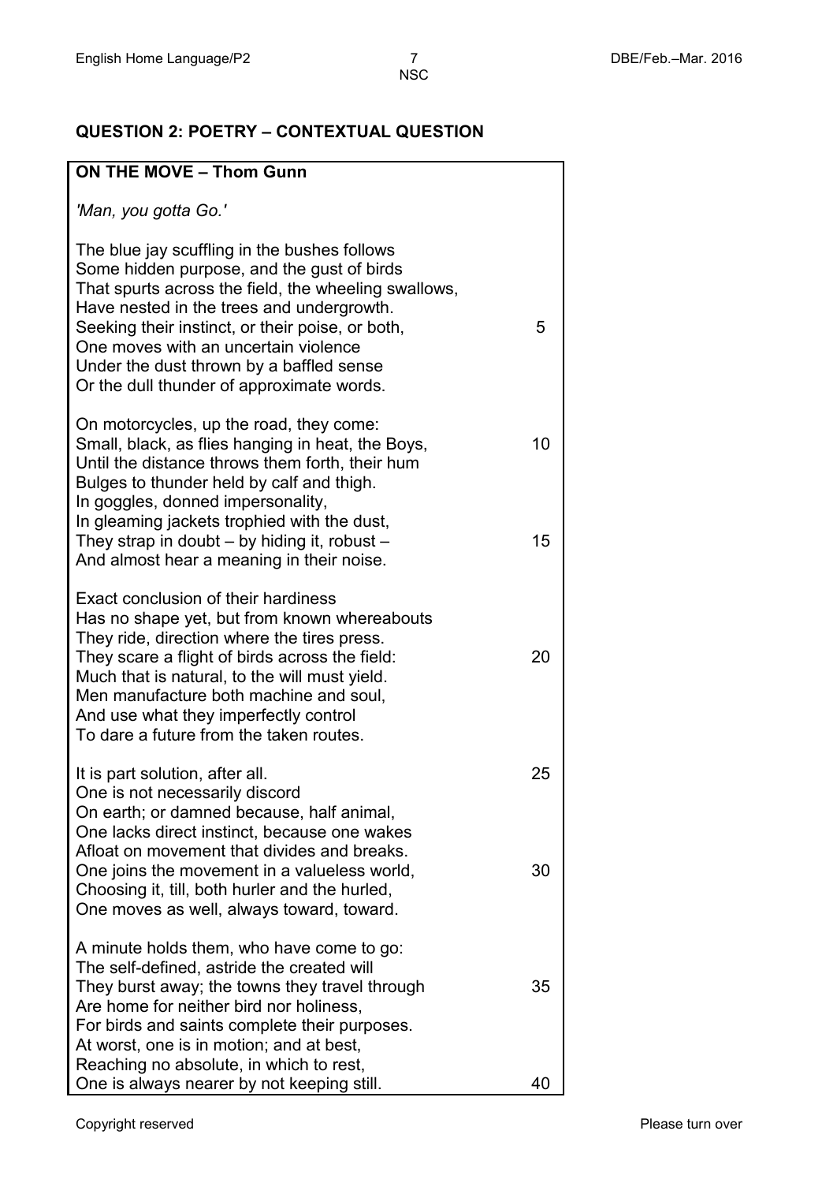## QUESTION 2: POETRY – CONTEXTUAL QUESTION

**ON THE MOVE – Thom Gunn**

*'Man, you gotta Go.'*

The blue jay scuffling in the bushes follows  
Some hidden purpose, and the gust of birds  
That spurts across the field, the wheeling swallows,  
Have nested in the trees and undergrowth.  
Seeking their instinct, or their poise, or both, 5  
One moves with an uncertain violence  
Under the dust thrown by a baffled sense  
Or the dull thunder of approximate words.

On motorcycles, up the road, they come:  
Small, black, as flies hanging in heat, the Boys, 10  
Until the distance throws them forth, their hum  
Bulges to thunder held by calf and thigh.  
In goggles, donned impersonality,  
In gleaming jackets trophied with the dust,  
They strap in doubt – by hiding it, robust – 15  
And almost hear a meaning in their noise.

Exact conclusion of their hardiness  
Has no shape yet, but from known whereabouts  
They ride, direction where the tires press.  
They scare a flight of birds across the field: 20  
Much that is natural, to the will must yield.  
Men manufacture both machine and soul,  
And use what they imperfectly control  
To dare a future from the taken routes.

It is part solution, after all. 25  
One is not necessarily discord  
On earth; or damned because, half animal,  
One lacks direct instinct, because one wakes  
Afloat on movement that divides and breaks.  
One joins the movement in a valueless world, 30  
Choosing it, till, both hurler and the hurled,  
One moves as well, always toward, toward.

A minute holds them, who have come to go:  
The self-defined, astride the created will  
They burst away; the towns they travel through 35  
Are home for neither bird nor holiness,  
For birds and saints complete their purposes.  
At worst, one is in motion; and at best,  
Reaching no absolute, in which to rest,  
One is always nearer by not keeping still. 40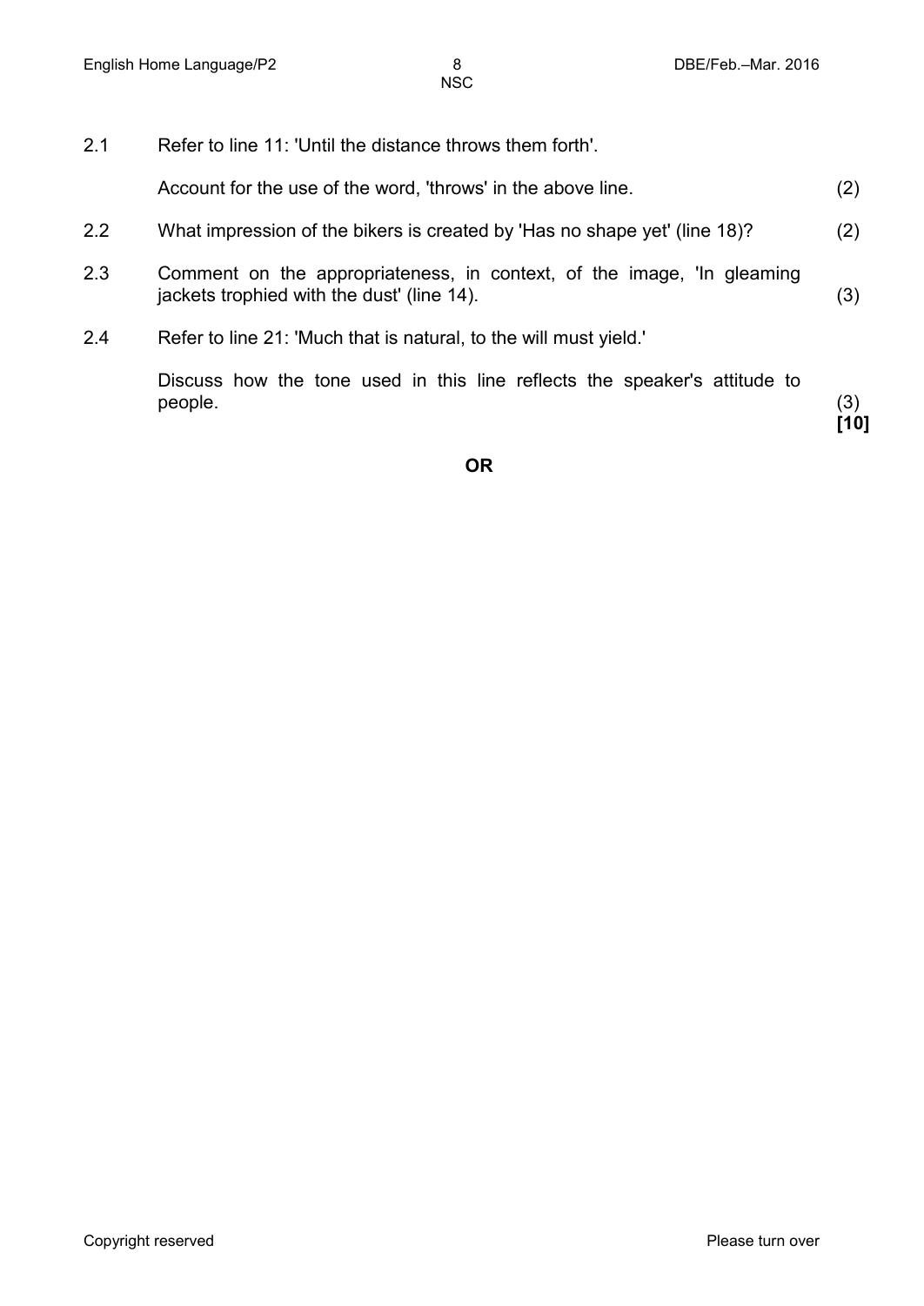2.1 Refer to line 11: 'Until the distance throws them forth'.

Account for the use of the word, 'throws' in the above line. (2)

2.2 What impression of the bikers is created by 'Has no shape yet' (line 18)? (2)

2.3 Comment on the appropriateness, in context, of the image, 'In gleaming jackets trophied with the dust' (line 14). (3)

2.4 Refer to line 21: 'Much that is natural, to the will must yield.'

Discuss how the tone used in this line reflects the speaker's attitude to people. (3)
**[10]**

**OR**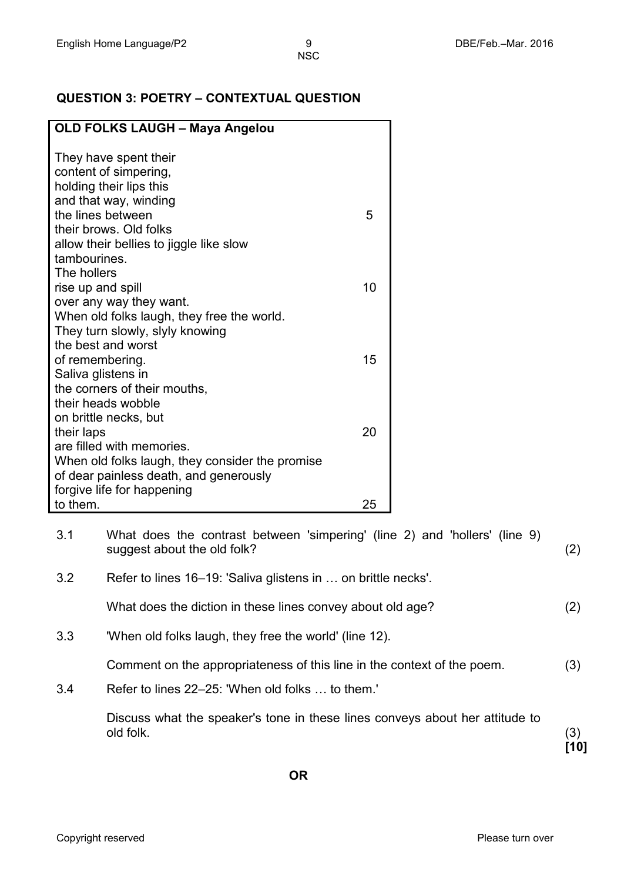## QUESTION 3: POETRY – CONTEXTUAL QUESTION

**OLD FOLKS LAUGH – Maya Angelou**

They have spent their  
content of simpering,  
holding their lips this  
and that way, winding  
the lines between 5  
their brows. Old folks  
allow their bellies to jiggle like slow  
tambourines.  
The hollers  
rise up and spill 10  
over any way they want.  
When old folks laugh, they free the world.  
They turn slowly, slyly knowing  
the best and worst  
of remembering. 15  
Saliva glistens in  
the corners of their mouths,  
their heads wobble  
on brittle necks, but  
their laps 20  
are filled with memories.  
When old folks laugh, they consider the promise  
of dear painless death, and generously  
forgive life for happening  
to them. 25

3.1 What does the contrast between 'simpering' (line 2) and 'hollers' (line 9) suggest about the old folk? (2)

3.2 Refer to lines 16–19: 'Saliva glistens in … on brittle necks'.

What does the diction in these lines convey about old age? (2)

3.3 'When old folks laugh, they free the world' (line 12).

Comment on the appropriateness of this line in the context of the poem. (3)

3.4 Refer to lines 22–25: 'When old folks … to them.'

Discuss what the speaker's tone in these lines conveys about her attitude to old folk. (3)

**[10]**

**OR**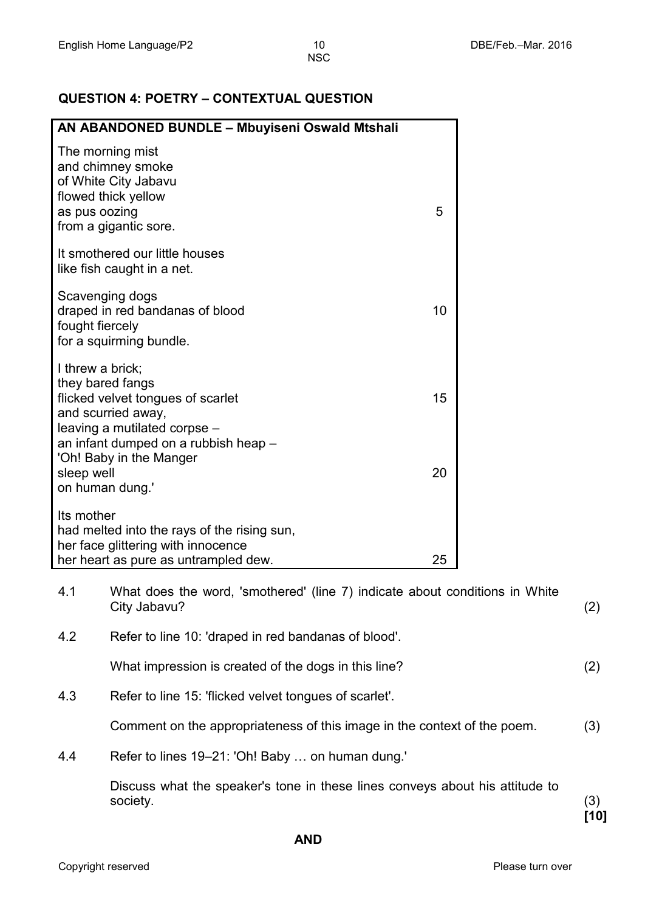## QUESTION 4: POETRY – CONTEXTUAL QUESTION

**AN ABANDONED BUNDLE – Mbuyiseni Oswald Mtshali**

The morning mist  
and chimney smoke  
of White City Jabavu  
flowed thick yellow  
as pus oozing 5  
from a gigantic sore.

It smothered our little houses  
like fish caught in a net.

Scavenging dogs  
draped in red bandanas of blood 10  
fought fiercely  
for a squirming bundle.

I threw a brick;  
they bared fangs  
flicked velvet tongues of scarlet 15  
and scurried away,  
leaving a mutilated corpse –  
an infant dumped on a rubbish heap –  
'Oh! Baby in the Manger  
sleep well 20  
on human dung.'

Its mother  
had melted into the rays of the rising sun,  
her face glittering with innocence  
her heart as pure as untrampled dew. 25

4.1 What does the word, 'smothered' (line 7) indicate about conditions in White City Jabavu? (2)

4.2 Refer to line 10: 'draped in red bandanas of blood'.

What impression is created of the dogs in this line? (2)

4.3 Refer to line 15: 'flicked velvet tongues of scarlet'.

Comment on the appropriateness of this image in the context of the poem. (3)

4.4 Refer to lines 19–21: 'Oh! Baby … on human dung.'

Discuss what the speaker's tone in these lines conveys about his attitude to society. (3)

**[10]**

**AND**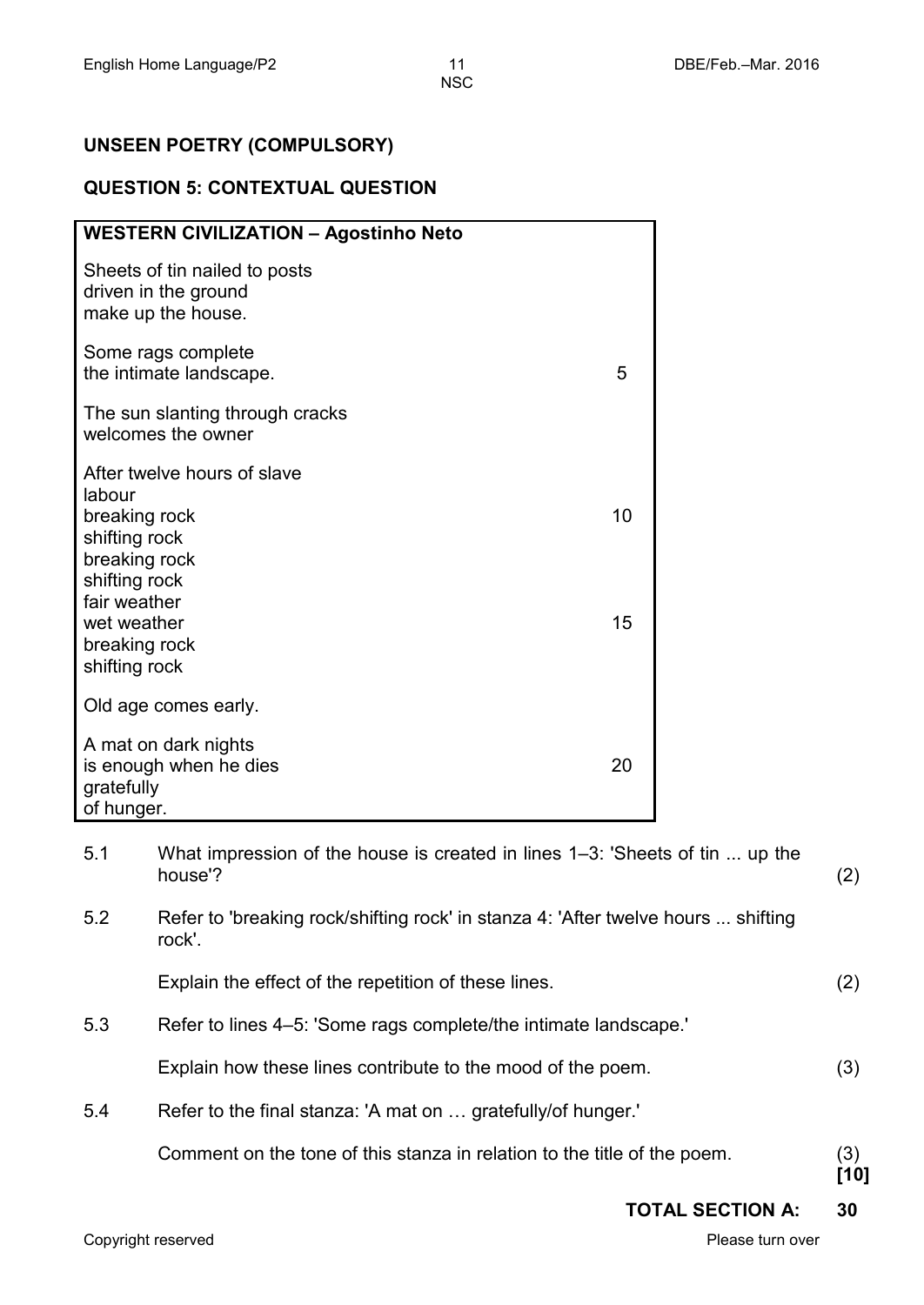**UNSEEN POETRY (COMPULSORY)**

**QUESTION 5: CONTEXTUAL QUESTION**

**WESTERN CIVILIZATION – Agostinho Neto**

Sheets of tin nailed to posts  
driven in the ground  
make up the house.

Some rags complete  
the intimate landscape. 5

The sun slanting through cracks  
welcomes the owner

After twelve hours of slave  
labour  
breaking rock 10  
shifting rock  
breaking rock  
shifting rock  
fair weather  
wet weather 15  
breaking rock  
shifting rock

Old age comes early.

A mat on dark nights  
is enough when he dies 20  
gratefully  
of hunger.

5.1 What impression of the house is created in lines 1–3: 'Sheets of tin ... up the house'? (2)

5.2 Refer to 'breaking rock/shifting rock' in stanza 4: 'After twelve hours ... shifting rock'.

Explain the effect of the repetition of these lines. (2)

5.3 Refer to lines 4–5: 'Some rags complete/the intimate landscape.'

Explain how these lines contribute to the mood of the poem. (3)

5.4 Refer to the final stanza: 'A mat on … gratefully/of hunger.'

Comment on the tone of this stanza in relation to the title of the poem. (3)  
**[10]**

**TOTAL SECTION A: 30**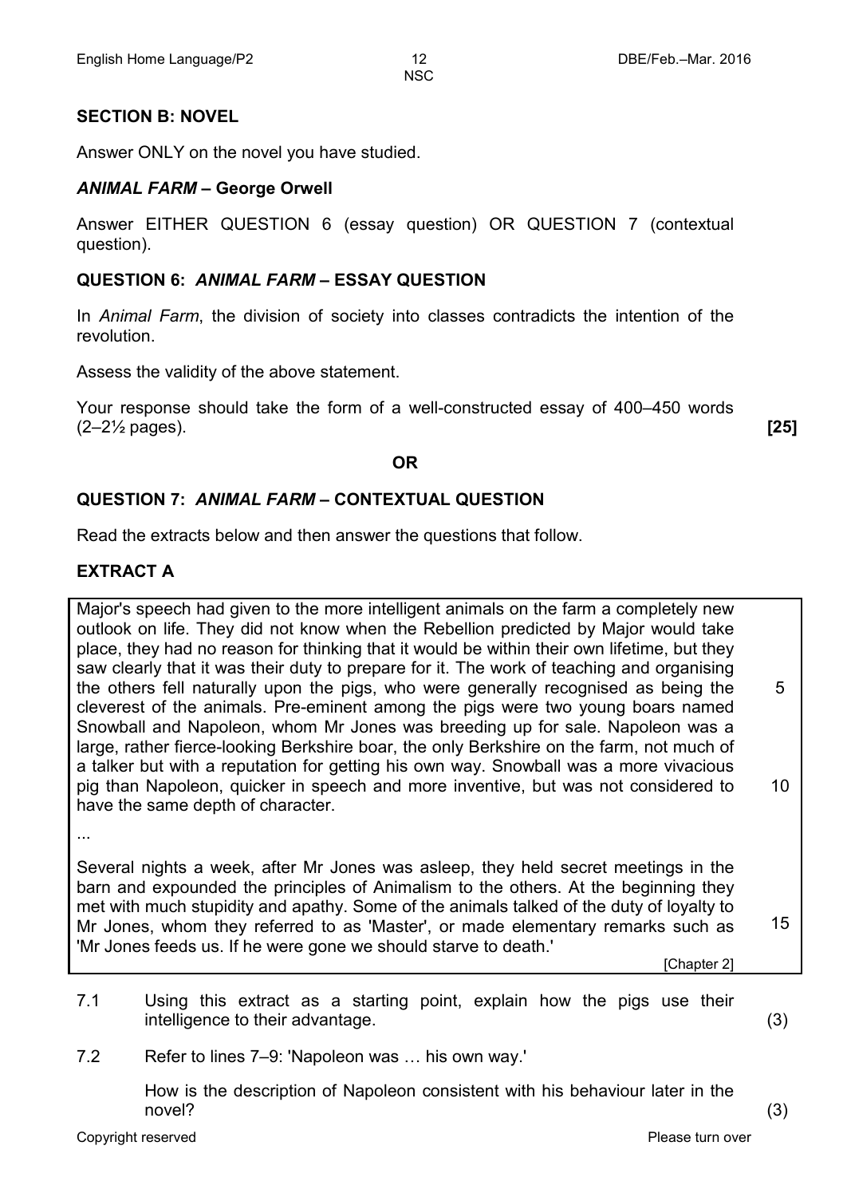## SECTION B: NOVEL

Answer ONLY on the novel you have studied.

### *ANIMAL FARM* – George Orwell

Answer EITHER QUESTION 6 (essay question) OR QUESTION 7 (contextual question).

### QUESTION 6: *ANIMAL FARM* – ESSAY QUESTION

In *Animal Farm*, the division of society into classes contradicts the intention of the revolution.

Assess the validity of the above statement.

Your response should take the form of a well-constructed essay of 400–450 words (2–2½ pages). **[25]**

**OR**

### QUESTION 7: *ANIMAL FARM* – CONTEXTUAL QUESTION

Read the extracts below and then answer the questions that follow.

### EXTRACT A

> Major's speech had given to the more intelligent animals on the farm a completely new outlook on life. They did not know when the Rebellion predicted by Major would take place, they had no reason for thinking that it would be within their own lifetime, but they saw clearly that it was their duty to prepare for it. The work of teaching and organising the others fell naturally upon the pigs, who were generally recognised as being the cleverest of the animals. Pre-eminent among the pigs were two young boars named Snowball and Napoleon, whom Mr Jones was breeding up for sale. Napoleon was a large, rather fierce-looking Berkshire boar, the only Berkshire on the farm, not much of a talker but with a reputation for getting his own way. Snowball was a more vivacious pig than Napoleon, quicker in speech and more inventive, but was not considered to have the same depth of character.
>
> ...
>
> Several nights a week, after Mr Jones was asleep, they held secret meetings in the barn and expounded the principles of Animalism to the others. At the beginning they met with much stupidity and apathy. Some of the animals talked of the duty of loyalty to Mr Jones, whom they referred to as 'Master', or made elementary remarks such as 'Mr Jones feeds us. If he were gone we should starve to death.'
>
> [Chapter 2]

7.1 Using this extract as a starting point, explain how the pigs use their intelligence to their advantage. (3)

7.2 Refer to lines 7–9: 'Napoleon was … his own way.'

How is the description of Napoleon consistent with his behaviour later in the novel? (3)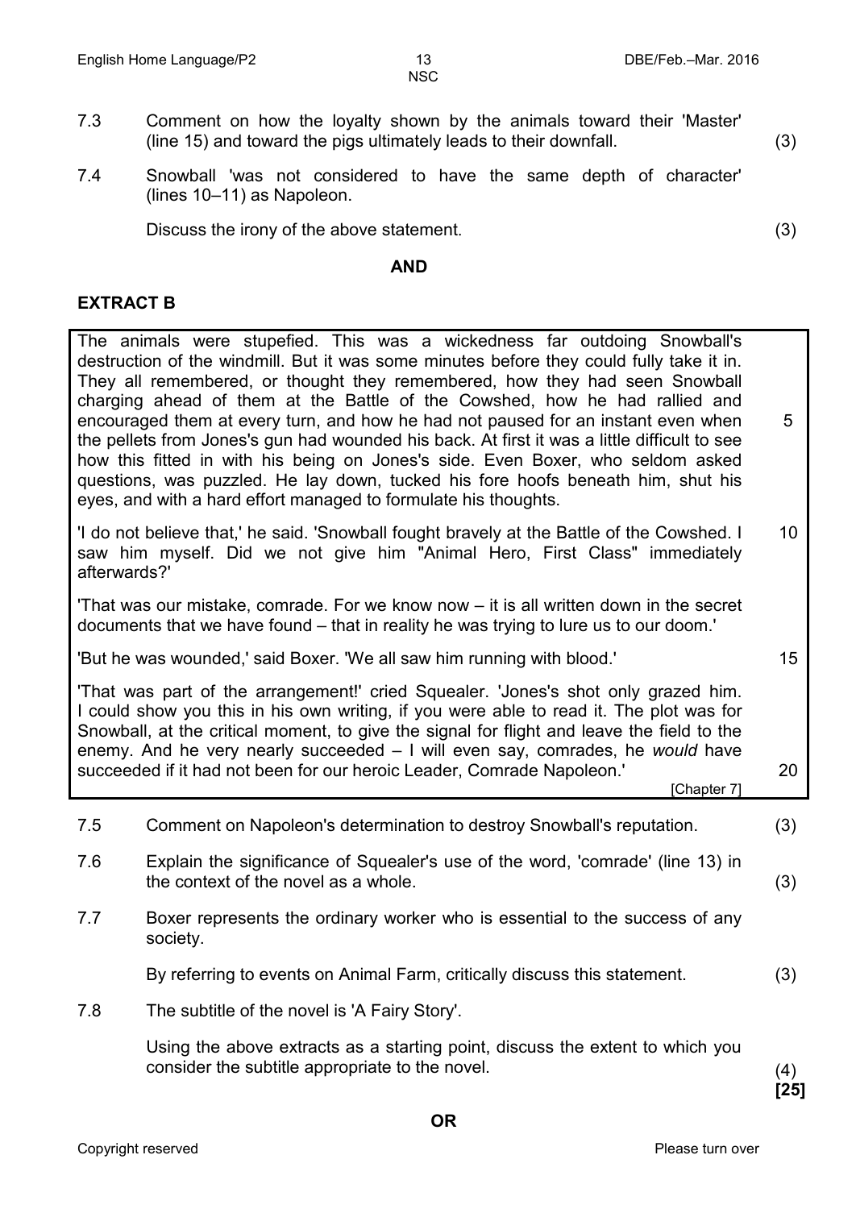7.3 Comment on how the loyalty shown by the animals toward their 'Master' (line 15) and toward the pigs ultimately leads to their downfall. (3)

7.4 Snowball 'was not considered to have the same depth of character' (lines 10–11) as Napoleon.

Discuss the irony of the above statement. (3)

**AND**

## EXTRACT B

> The animals were stupefied. This was a wickedness far outdoing Snowball's destruction of the windmill. But it was some minutes before they could fully take it in. They all remembered, or thought they remembered, how they had seen Snowball charging ahead of them at the Battle of the Cowshed, how he had rallied and encouraged them at every turn, and how he had not paused for an instant even when (5) the pellets from Jones's gun had wounded his back. At first it was a little difficult to see how this fitted in with his being on Jones's side. Even Boxer, who seldom asked questions, was puzzled. He lay down, tucked his fore hoofs beneath him, shut his eyes, and with a hard effort managed to formulate his thoughts.
>
> 'I do not believe that,' he said. 'Snowball fought bravely at the Battle of the Cowshed. I (10) saw him myself. Did we not give him "Animal Hero, First Class" immediately afterwards?'
>
> 'That was our mistake, comrade. For we know now – it is all written down in the secret documents that we have found – that in reality he was trying to lure us to our doom.'
>
> 'But he was wounded,' said Boxer. 'We all saw him running with blood.' (15)
>
> 'That was part of the arrangement!' cried Squealer. 'Jones's shot only grazed him. I could show you this in his own writing, if you were able to read it. The plot was for Snowball, at the critical moment, to give the signal for flight and leave the field to the enemy. And he very nearly succeeded – I will even say, comrades, he *would* have succeeded if it had not been for our heroic Leader, Comrade Napoleon.' (20)
>
> [Chapter 7]

7.5 Comment on Napoleon's determination to destroy Snowball's reputation. (3)

7.6 Explain the significance of Squealer's use of the word, 'comrade' (line 13) in the context of the novel as a whole. (3)

7.7 Boxer represents the ordinary worker who is essential to the success of any society.

By referring to events on Animal Farm, critically discuss this statement. (3)

7.8 The subtitle of the novel is 'A Fairy Story'.

Using the above extracts as a starting point, discuss the extent to which you consider the subtitle appropriate to the novel. (4)

**[25]**

**OR**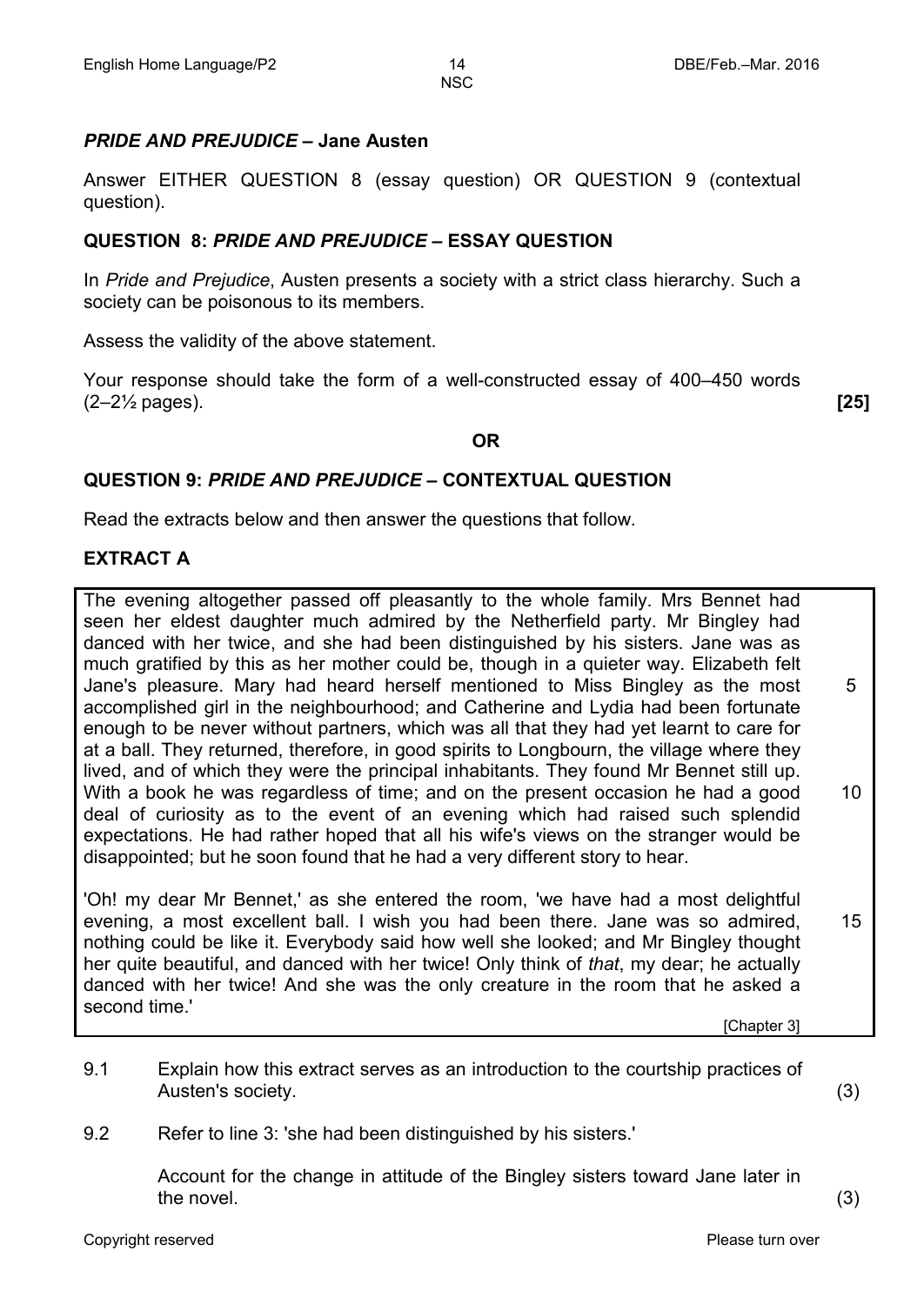## *PRIDE AND PREJUDICE* – Jane Austen

Answer EITHER QUESTION 8 (essay question) OR QUESTION 9 (contextual question).

### QUESTION 8: *PRIDE AND PREJUDICE* – ESSAY QUESTION

In *Pride and Prejudice*, Austen presents a society with a strict class hierarchy. Such a society can be poisonous to its members.

Assess the validity of the above statement.

Your response should take the form of a well-constructed essay of 400–450 words (2–2½ pages). **[25]**

**OR**

### QUESTION 9: *PRIDE AND PREJUDICE* – CONTEXTUAL QUESTION

Read the extracts below and then answer the questions that follow.

### EXTRACT A

The evening altogether passed off pleasantly to the whole family. Mrs Bennet had seen her eldest daughter much admired by the Netherfield party. Mr Bingley had danced with her twice, and she had been distinguished by his sisters. Jane was as much gratified by this as her mother could be, though in a quieter way. Elizabeth felt Jane's pleasure. Mary had heard herself mentioned to Miss Bingley as the most accomplished girl in the neighbourhood; and Catherine and Lydia had been fortunate enough to be never without partners, which was all that they had yet learnt to care for at a ball. They returned, therefore, in good spirits to Longbourn, the village where they lived, and of which they were the principal inhabitants. They found Mr Bennet still up. With a book he was regardless of time; and on the present occasion he had a good deal of curiosity as to the event of an evening which had raised such splendid expectations. He had rather hoped that all his wife's views on the stranger would be disappointed; but he soon found that he had a very different story to hear.

'Oh! my dear Mr Bennet,' as she entered the room, 'we have had a most delightful evening, a most excellent ball. I wish you had been there. Jane was so admired, nothing could be like it. Everybody said how well she looked; and Mr Bingley thought her quite beautiful, and danced with her twice! Only think of *that*, my dear; he actually danced with her twice! And she was the only creature in the room that he asked a second time.'

[Chapter 3]

9.1 Explain how this extract serves as an introduction to the courtship practices of Austen's society. (3)

9.2 Refer to line 3: 'she had been distinguished by his sisters.'

Account for the change in attitude of the Bingley sisters toward Jane later in the novel. (3)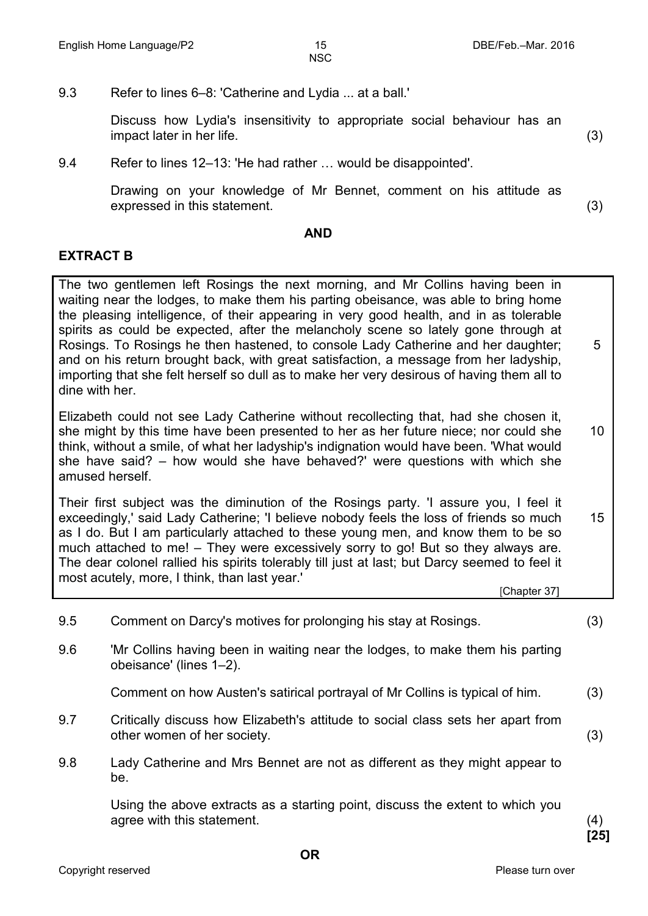9.3 Refer to lines 6–8: 'Catherine and Lydia ... at a ball.'

Discuss how Lydia's insensitivity to appropriate social behaviour has an impact later in her life. (3)

9.4 Refer to lines 12–13: 'He had rather … would be disappointed'.

Drawing on your knowledge of Mr Bennet, comment on his attitude as expressed in this statement. (3)

**AND**

**EXTRACT B**

> The two gentlemen left Rosings the next morning, and Mr Collins having been in waiting near the lodges, to make them his parting obeisance, was able to bring home the pleasing intelligence, of their appearing in very good health, and in as tolerable spirits as could be expected, after the melancholy scene so lately gone through at Rosings. To Rosings he then hastened, to console Lady Catherine and her daughter; (5) and on his return brought back, with great satisfaction, a message from her ladyship, importing that she felt herself so dull as to make her very desirous of having them all to dine with her.
>
> Elizabeth could not see Lady Catherine without recollecting that, had she chosen it, she might by this time have been presented to her as her future niece; nor could she (10) think, without a smile, of what her ladyship's indignation would have been. 'What would she have said? – how would she have behaved?' were questions with which she amused herself.
>
> Their first subject was the diminution of the Rosings party. 'I assure you, I feel it exceedingly,' said Lady Catherine; 'I believe nobody feels the loss of friends so much (15) as I do. But I am particularly attached to these young men, and know them to be so much attached to me! – They were excessively sorry to go! But so they always are. The dear colonel rallied his spirits tolerably till just at last; but Darcy seemed to feel it most acutely, more, I think, than last year.'
>
> [Chapter 37]

9.5 Comment on Darcy's motives for prolonging his stay at Rosings. (3)

9.6 'Mr Collins having been in waiting near the lodges, to make them his parting obeisance' (lines 1–2).

Comment on how Austen's satirical portrayal of Mr Collins is typical of him. (3)

9.7 Critically discuss how Elizabeth's attitude to social class sets her apart from other women of her society. (3)

9.8 Lady Catherine and Mrs Bennet are not as different as they might appear to be.

Using the above extracts as a starting point, discuss the extent to which you agree with this statement. (4)

**[25]**

**OR**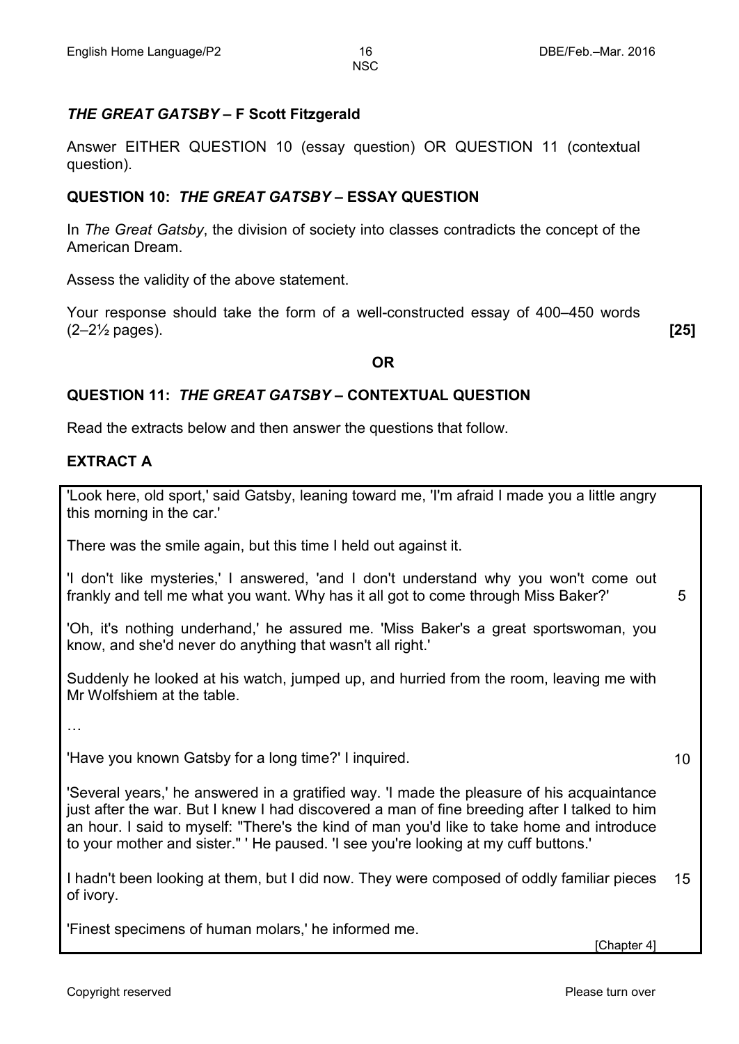## *THE GREAT GATSBY* – F Scott Fitzgerald

Answer EITHER QUESTION 10 (essay question) OR QUESTION 11 (contextual question).

### QUESTION 10: *THE GREAT GATSBY* – ESSAY QUESTION

In *The Great Gatsby*, the division of society into classes contradicts the concept of the American Dream.

Assess the validity of the above statement.

Your response should take the form of a well-constructed essay of 400–450 words (2–2½ pages). **[25]**

**OR**

### QUESTION 11: *THE GREAT GATSBY* – CONTEXTUAL QUESTION

Read the extracts below and then answer the questions that follow.

### EXTRACT A

'Look here, old sport,' said Gatsby, leaning toward me, 'I'm afraid I made you a little angry this morning in the car.'

There was the smile again, but this time I held out against it.

'I don't like mysteries,' I answered, 'and I don't understand why you won't come out frankly and tell me what you want. Why has it all got to come through Miss Baker?' 5

'Oh, it's nothing underhand,' he assured me. 'Miss Baker's a great sportswoman, you know, and she'd never do anything that wasn't all right.'

Suddenly he looked at his watch, jumped up, and hurried from the room, leaving me with Mr Wolfshiem at the table.

…

'Have you known Gatsby for a long time?' I inquired. 10

'Several years,' he answered in a gratified way. 'I made the pleasure of his acquaintance just after the war. But I knew I had discovered a man of fine breeding after I talked to him an hour. I said to myself: "There's the kind of man you'd like to take home and introduce to your mother and sister." ' He paused. 'I see you're looking at my cuff buttons.'

I hadn't been looking at them, but I did now. They were composed of oddly familiar pieces of ivory. 15

'Finest specimens of human molars,' he informed me.

[Chapter 4]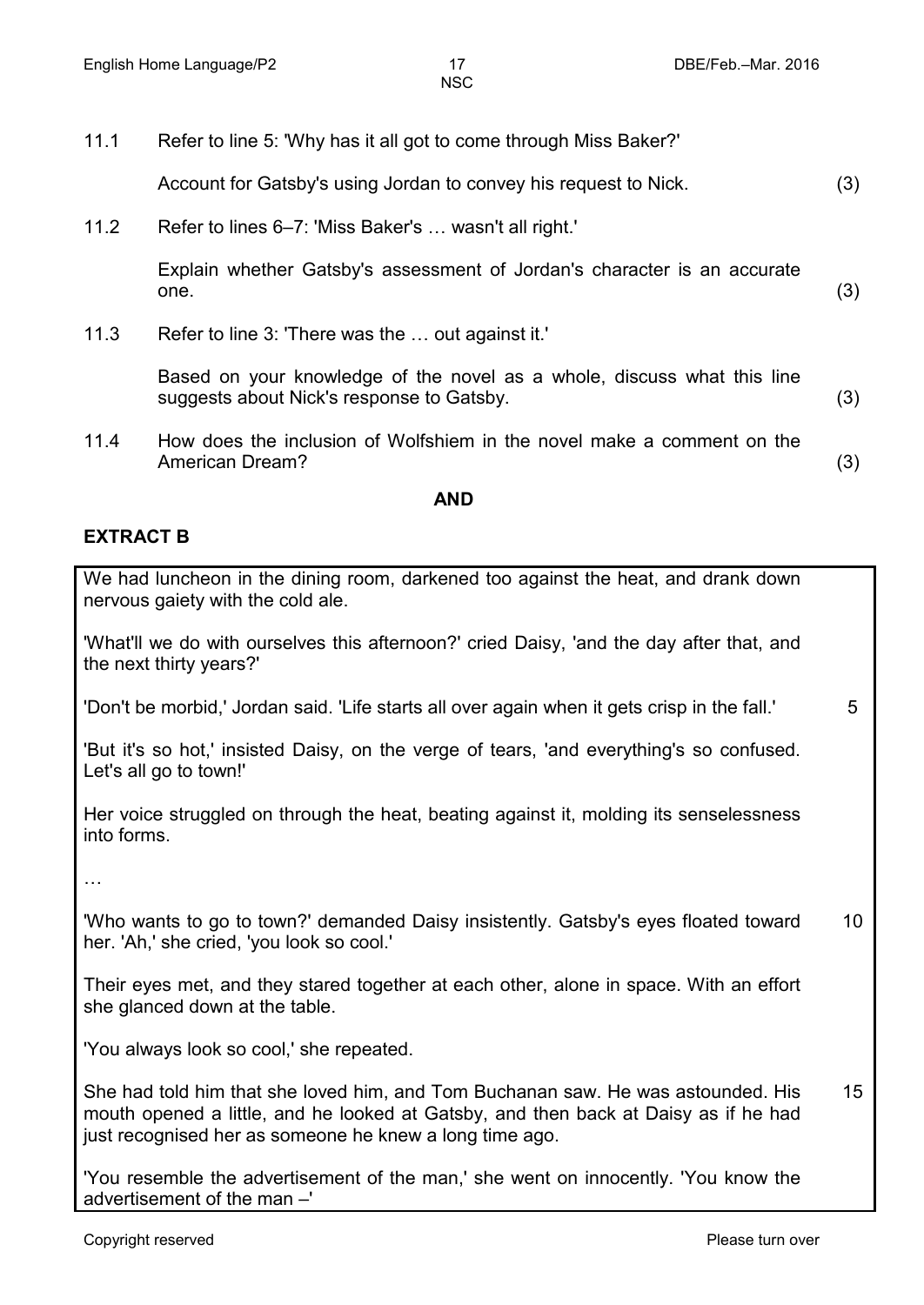11.1 Refer to line 5: 'Why has it all got to come through Miss Baker?'

Account for Gatsby's using Jordan to convey his request to Nick. (3)

11.2 Refer to lines 6–7: 'Miss Baker's … wasn't all right.'

Explain whether Gatsby's assessment of Jordan's character is an accurate one. (3)

11.3 Refer to line 3: 'There was the … out against it.'

Based on your knowledge of the novel as a whole, discuss what this line suggests about Nick's response to Gatsby. (3)

11.4 How does the inclusion of Wolfshiem in the novel make a comment on the American Dream? (3)

**AND**

## EXTRACT B

We had luncheon in the dining room, darkened too against the heat, and drank down nervous gaiety with the cold ale.

'What'll we do with ourselves this afternoon?' cried Daisy, 'and the day after that, and the next thirty years?'

'Don't be morbid,' Jordan said. 'Life starts all over again when it gets crisp in the fall.' 5

'But it's so hot,' insisted Daisy, on the verge of tears, 'and everything's so confused. Let's all go to town!'

Her voice struggled on through the heat, beating against it, molding its senselessness into forms.

…

'Who wants to go to town?' demanded Daisy insistently. Gatsby's eyes floated toward her. 'Ah,' she cried, 'you look so cool.' 10

Their eyes met, and they stared together at each other, alone in space. With an effort she glanced down at the table.

'You always look so cool,' she repeated.

She had told him that she loved him, and Tom Buchanan saw. He was astounded. His mouth opened a little, and he looked at Gatsby, and then back at Daisy as if he had just recognised her as someone he knew a long time ago. 15

'You resemble the advertisement of the man,' she went on innocently. 'You know the advertisement of the man –'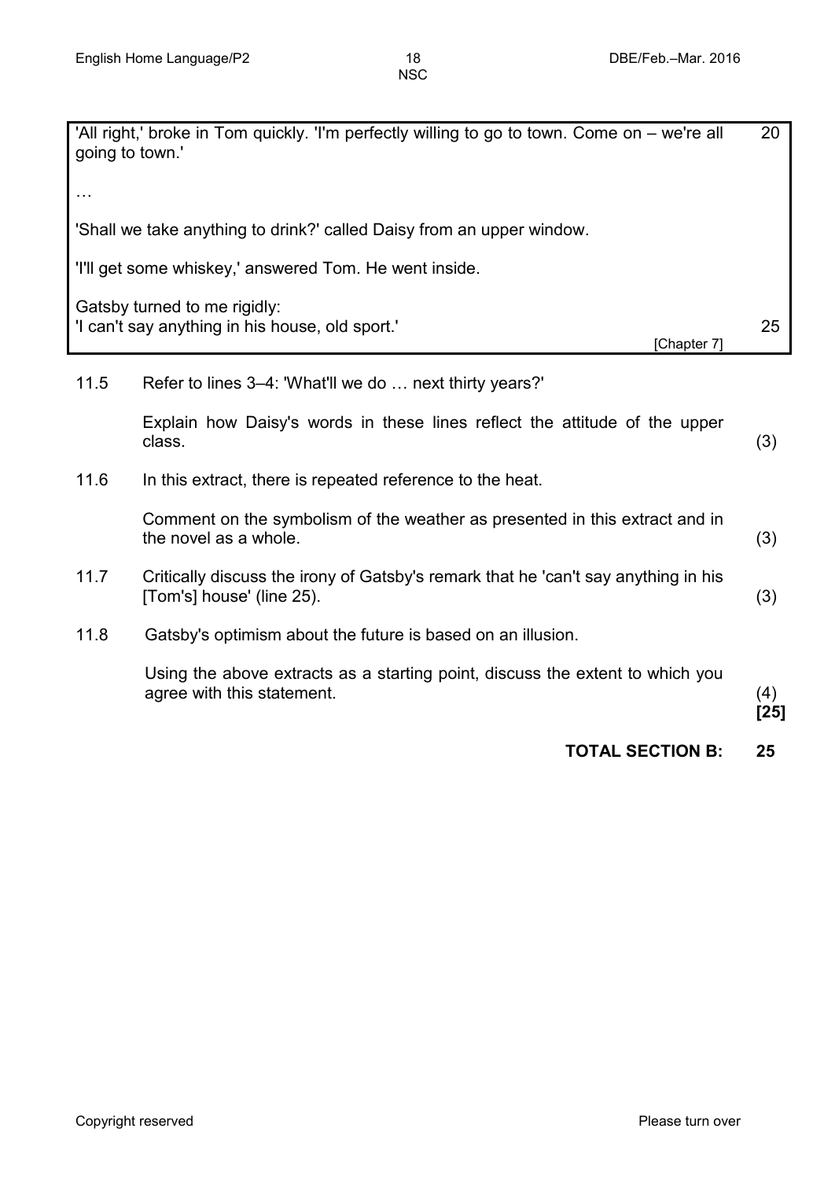'All right,' broke in Tom quickly. 'I'm perfectly willing to go to town. Come on – we're all going to town.' 20

…

'Shall we take anything to drink?' called Daisy from an upper window.

'I'll get some whiskey,' answered Tom. He went inside.

Gatsby turned to me rigidly:
'I can't say anything in his house, old sport.' 25

[Chapter 7]

11.5 Refer to lines 3–4: 'What'll we do … next thirty years?'

Explain how Daisy's words in these lines reflect the attitude of the upper class. (3)

11.6 In this extract, there is repeated reference to the heat.

Comment on the symbolism of the weather as presented in this extract and in the novel as a whole. (3)

11.7 Critically discuss the irony of Gatsby's remark that he 'can't say anything in his [Tom's] house' (line 25). (3)

11.8 Gatsby's optimism about the future is based on an illusion.

Using the above extracts as a starting point, discuss the extent to which you agree with this statement. (4)
**[25]**

**TOTAL SECTION B: 25**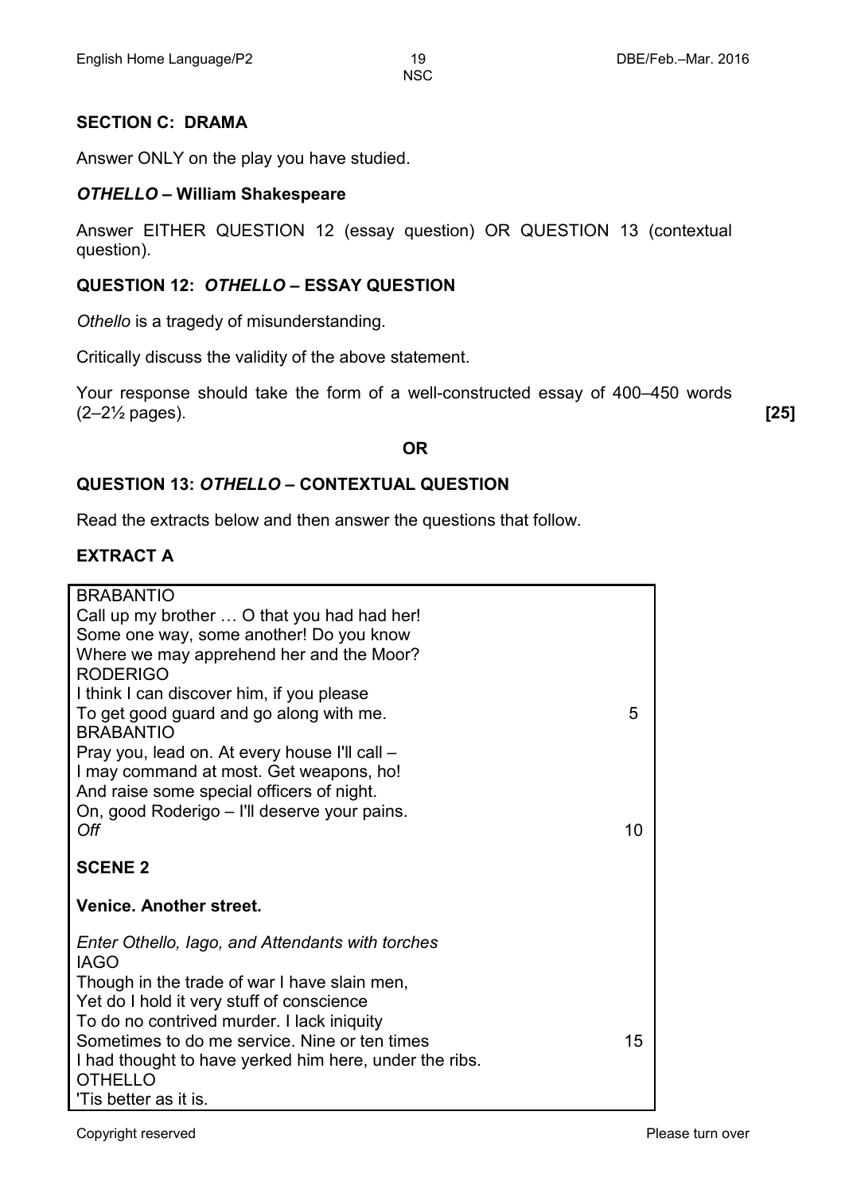## SECTION C: DRAMA

Answer ONLY on the play you have studied.

### *OTHELLO* – William Shakespeare

Answer EITHER QUESTION 12 (essay question) OR QUESTION 13 (contextual question).

### QUESTION 12: *OTHELLO* – ESSAY QUESTION

*Othello* is a tragedy of misunderstanding.

Critically discuss the validity of the above statement.

Your response should take the form of a well-constructed essay of 400–450 words (2–2½ pages). **[25]**

**OR**

### QUESTION 13: *OTHELLO* – CONTEXTUAL QUESTION

Read the extracts below and then answer the questions that follow.

### EXTRACT A

| | |
|---|---|
| BRABANTIO | |
| Call up my brother … O that you had had her! | |
| Some one way, some another! Do you know | |
| Where we may apprehend her and the Moor? | |
| RODERIGO | |
| I think I can discover him, if you please | |
| To get good guard and go along with me. | 5 |
| BRABANTIO | |
| Pray you, lead on. At every house I'll call – | |
| I may command at most. Get weapons, ho! | |
| And raise some special officers of night. | |
| On, good Roderigo – I'll deserve your pains. | |
| *Off* | 10 |
| **SCENE 2** | |
| **Venice. Another street.** | |
| *Enter Othello, Iago, and Attendants with torches* | |
| IAGO | |
| Though in the trade of war I have slain men, | |
| Yet do I hold it very stuff of conscience | |
| To do no contrived murder. I lack iniquity | |
| Sometimes to do me service. Nine or ten times | 15 |
| I had thought to have yerked him here, under the ribs. | |
| OTHELLO | |
| 'Tis better as it is. | |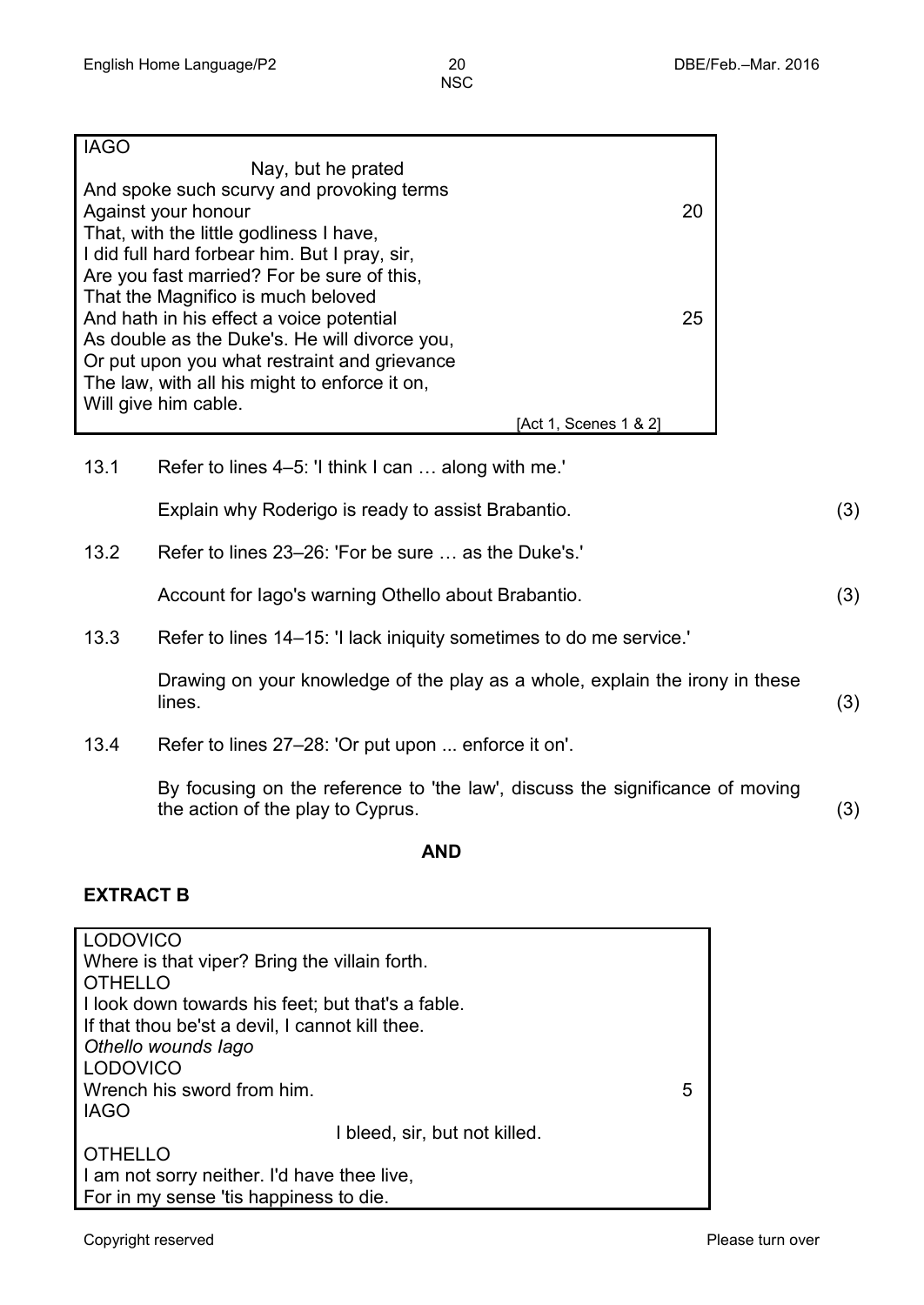IAGO
Nay, but he prated
And spoke such scurvy and provoking terms
Against your honour 20
That, with the little godliness I have,
I did full hard forbear him. But I pray, sir,
Are you fast married? For be sure of this,
That the Magnifico is much beloved
And hath in his effect a voice potential 25
As double as the Duke's. He will divorce you,
Or put upon you what restraint and grievance
The law, with all his might to enforce it on,
Will give him cable.

[Act 1, Scenes 1 & 2]

13.1 Refer to lines 4–5: 'I think I can … along with me.'

Explain why Roderigo is ready to assist Brabantio. (3)

13.2 Refer to lines 23–26: 'For be sure … as the Duke's.'

Account for Iago's warning Othello about Brabantio. (3)

13.3 Refer to lines 14–15: 'I lack iniquity sometimes to do me service.'

Drawing on your knowledge of the play as a whole, explain the irony in these lines. (3)

13.4 Refer to lines 27–28: 'Or put upon ... enforce it on'.

By focusing on the reference to 'the law', discuss the significance of moving the action of the play to Cyprus. (3)

**AND**

**EXTRACT B**

LODOVICO
Where is that viper? Bring the villain forth.
OTHELLO
I look down towards his feet; but that's a fable.
If that thou be'st a devil, I cannot kill thee.
*Othello wounds Iago*
LODOVICO
Wrench his sword from him. 5
IAGO
I bleed, sir, but not killed.
OTHELLO
I am not sorry neither. I'd have thee live,
For in my sense 'tis happiness to die.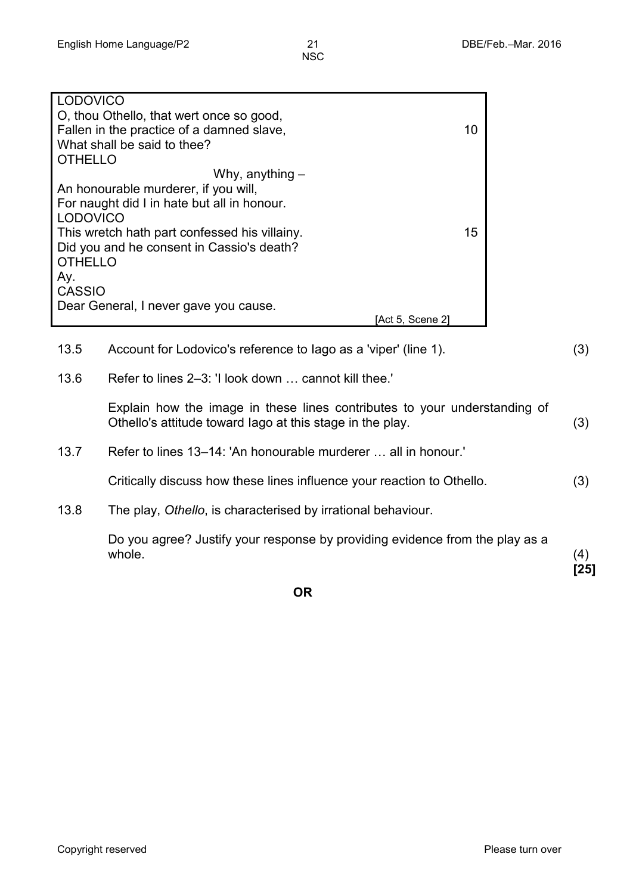LODOVICO
O, thou Othello, that wert once so good,
Fallen in the practice of a damned slave, 10
What shall be said to thee?
OTHELLO
Why, anything –
An honourable murderer, if you will,
For naught did I in hate but all in honour.
LODOVICO
This wretch hath part confessed his villainy. 15
Did you and he consent in Cassio's death?
OTHELLO
Ay.
CASSIO
Dear General, I never gave you cause.

[Act 5, Scene 2]

13.5 Account for Lodovico's reference to Iago as a 'viper' (line 1). (3)

13.6 Refer to lines 2–3: 'I look down … cannot kill thee.'

Explain how the image in these lines contributes to your understanding of Othello's attitude toward Iago at this stage in the play. (3)

13.7 Refer to lines 13–14: 'An honourable murderer … all in honour.'

Critically discuss how these lines influence your reaction to Othello. (3)

13.8 The play, *Othello*, is characterised by irrational behaviour.

Do you agree? Justify your response by providing evidence from the play as a whole. (4)

**[25]**

**OR**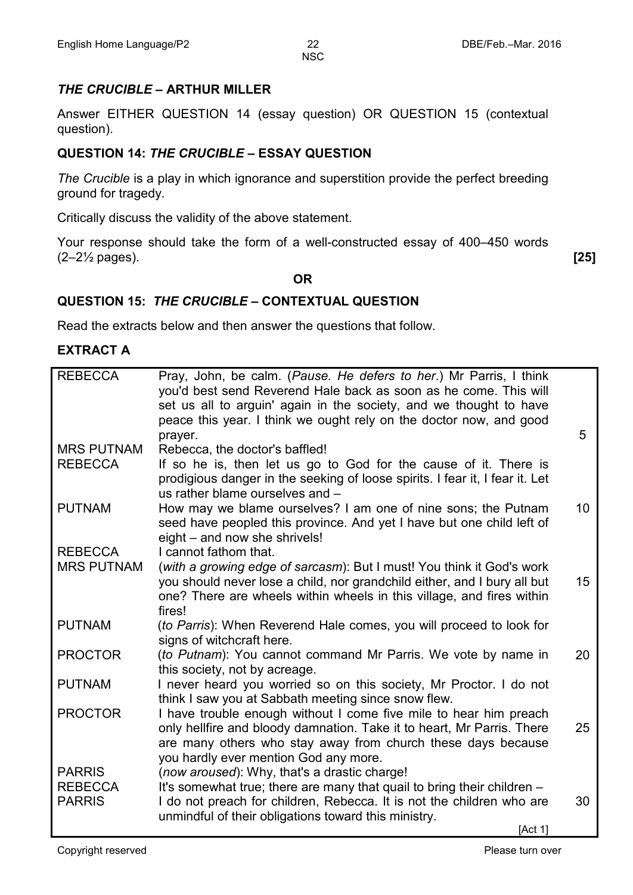## *THE CRUCIBLE* – ARTHUR MILLER

Answer EITHER QUESTION 14 (essay question) OR QUESTION 15 (contextual question).

### QUESTION 14: *THE CRUCIBLE* – ESSAY QUESTION

*The Crucible* is a play in which ignorance and superstition provide the perfect breeding ground for tragedy.

Critically discuss the validity of the above statement.

Your response should take the form of a well-constructed essay of 400–450 words (2–2½ pages). **[25]**

**OR**

### QUESTION 15: *THE CRUCIBLE* – CONTEXTUAL QUESTION

Read the extracts below and then answer the questions that follow.

### EXTRACT A

| | | |
|---|---|---|
| REBECCA | Pray, John, be calm. (*Pause. He defers to her.*) Mr Parris, I think you'd best send Reverend Hale back as soon as he come. This will set us all to arguin' again in the society, and we thought to have peace this year. I think we ought rely on the doctor now, and good prayer. | 5 |
| MRS PUTNAM | Rebecca, the doctor's baffled! | |
| REBECCA | If so he is, then let us go to God for the cause of it. There is prodigious danger in the seeking of loose spirits. I fear it, I fear it. Let us rather blame ourselves and – | |
| PUTNAM | How may we blame ourselves? I am one of nine sons; the Putnam seed have peopled this province. And yet I have but one child left of eight – and now she shrivels! | 10 |
| REBECCA | I cannot fathom that. | |
| MRS PUTNAM | (*with a growing edge of sarcasm*): But I must! You think it God's work you should never lose a child, nor grandchild either, and I bury all but one? There are wheels within wheels in this village, and fires within fires! | 15 |
| PUTNAM | (*to Parris*): When Reverend Hale comes, you will proceed to look for signs of witchcraft here. | |
| PROCTOR | (*to Putnam*): You cannot command Mr Parris. We vote by name in this society, not by acreage. | 20 |
| PUTNAM | I never heard you worried so on this society, Mr Proctor. I do not think I saw you at Sabbath meeting since snow flew. | |
| PROCTOR | I have trouble enough without I come five mile to hear him preach only hellfire and bloody damnation. Take it to heart, Mr Parris. There are many others who stay away from church these days because you hardly ever mention God any more. | 25 |
| PARRIS | (*now aroused*): Why, that's a drastic charge! | |
| REBECCA | It's somewhat true; there are many that quail to bring their children – | |
| PARRIS | I do not preach for children, Rebecca. It is not the children who are unmindful of their obligations toward this ministry. | 30 |
| | [Act 1] | |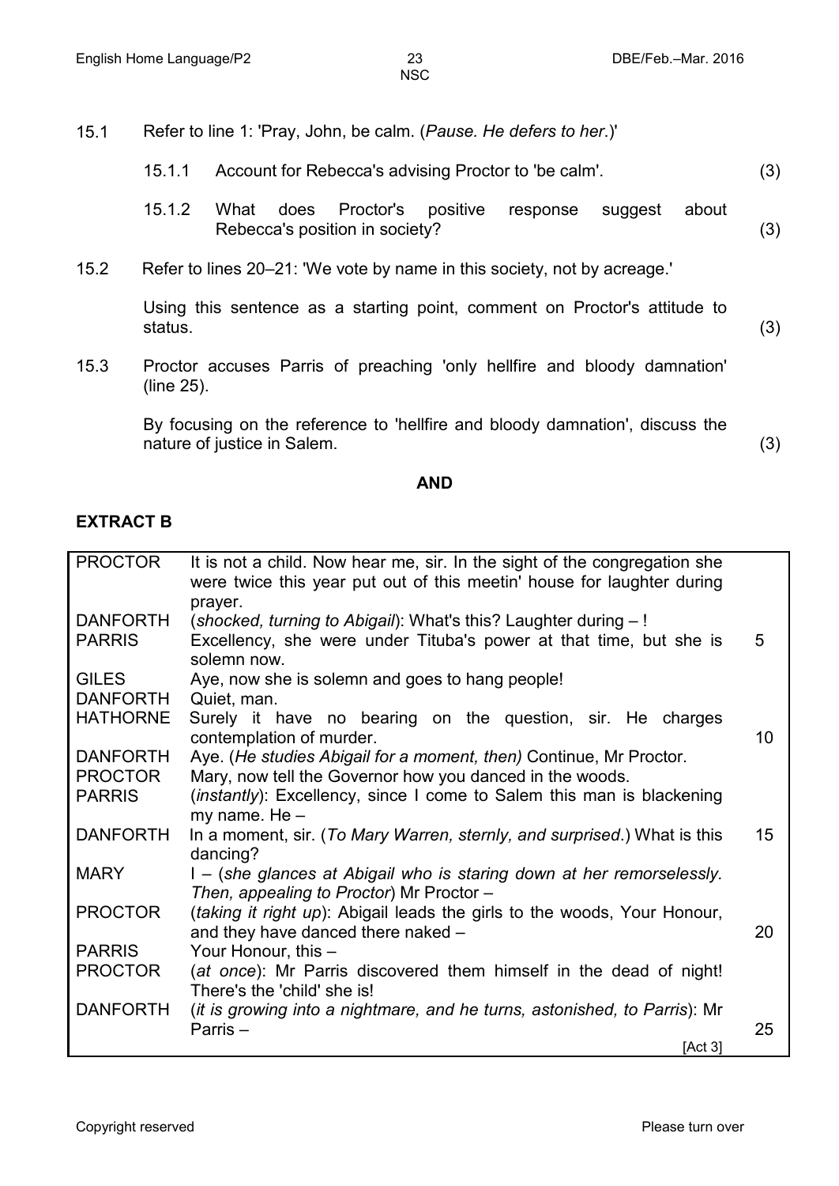15.1 Refer to line 1: 'Pray, John, be calm. (*Pause. He defers to her.*)'

15.1.1 Account for Rebecca's advising Proctor to 'be calm'. (3)

15.1.2 What does Proctor's positive response suggest about Rebecca's position in society? (3)

15.2 Refer to lines 20–21: 'We vote by name in this society, not by acreage.'

Using this sentence as a starting point, comment on Proctor's attitude to status. (3)

15.3 Proctor accuses Parris of preaching 'only hellfire and bloody damnation' (line 25).

By focusing on the reference to 'hellfire and bloody damnation', discuss the nature of justice in Salem. (3)

**AND**

**EXTRACT B**

| | | |
|---|---|---|
| PROCTOR | It is not a child. Now hear me, sir. In the sight of the congregation she were twice this year put out of this meetin' house for laughter during prayer. | |
| DANFORTH | (*shocked, turning to Abigail*): What's this? Laughter during – ! | |
| PARRIS | Excellency, she were under Tituba's power at that time, but she is solemn now. | 5 |
| GILES | Aye, now she is solemn and goes to hang people! | |
| DANFORTH | Quiet, man. | |
| HATHORNE | Surely it have no bearing on the question, sir. He charges contemplation of murder. | 10 |
| DANFORTH | Aye. (*He studies Abigail for a moment, then*) Continue, Mr Proctor. | |
| PROCTOR | Mary, now tell the Governor how you danced in the woods. | |
| PARRIS | (*instantly*): Excellency, since I come to Salem this man is blackening my name. He – | |
| DANFORTH | In a moment, sir. (*To Mary Warren, sternly, and surprised.*) What is this dancing? | 15 |
| MARY | I – (*she glances at Abigail who is staring down at her remorselessly. Then, appealing to Proctor*) Mr Proctor – | |
| PROCTOR | (*taking it right up*): Abigail leads the girls to the woods, Your Honour, and they have danced there naked – | 20 |
| PARRIS | Your Honour, this – | |
| PROCTOR | (*at once*): Mr Parris discovered them himself in the dead of night! There's the 'child' she is! | |
| DANFORTH | (*it is growing into a nightmare, and he turns, astonished, to Parris*): Mr Parris – | 25 |
| | [Act 3] | |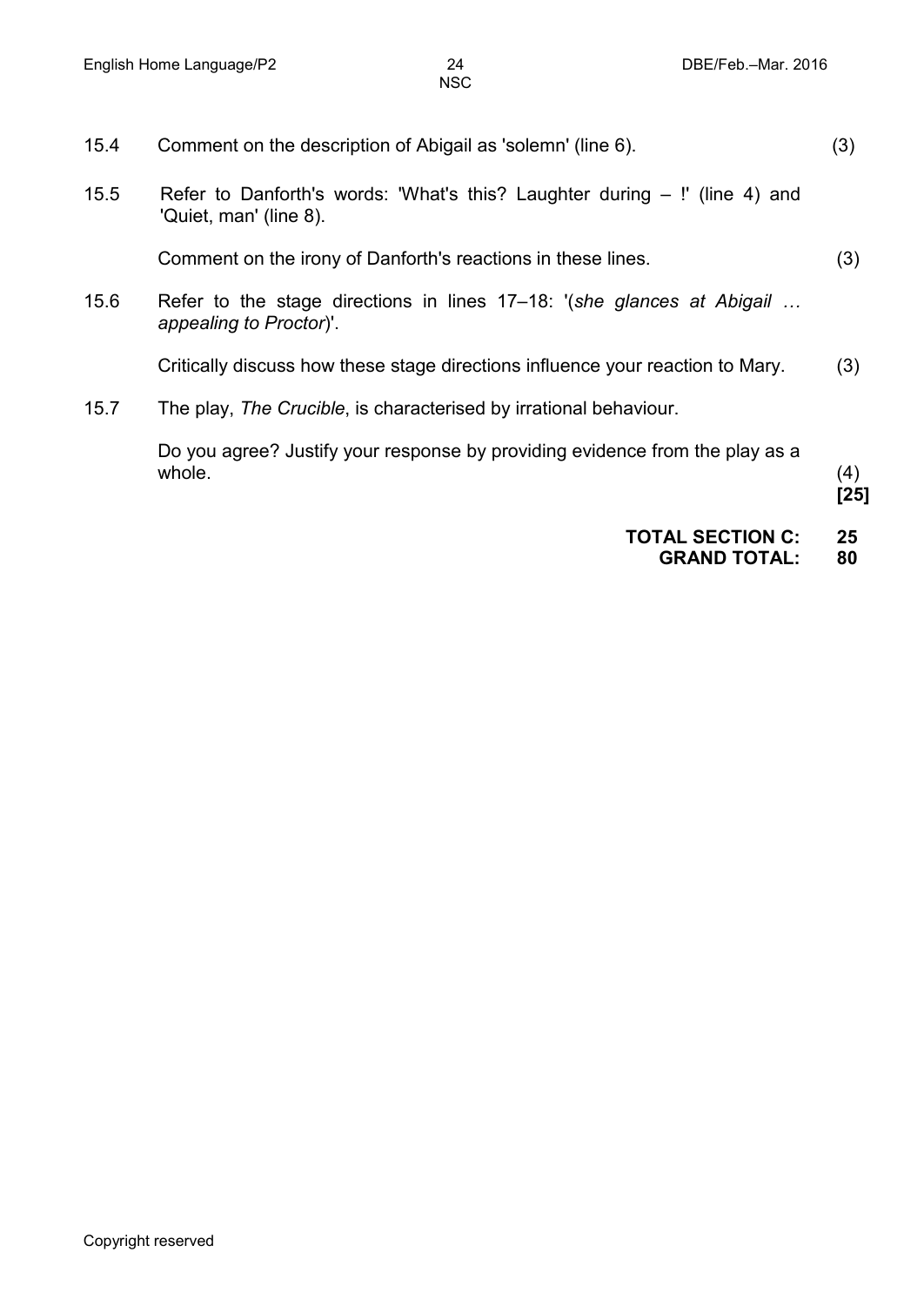15.4 Comment on the description of Abigail as 'solemn' (line 6). (3)

15.5 Refer to Danforth's words: 'What's this? Laughter during – !' (line 4) and 'Quiet, man' (line 8).

Comment on the irony of Danforth's reactions in these lines. (3)

15.6 Refer to the stage directions in lines 17–18: '(*she glances at Abigail … appealing to Proctor*)'.

Critically discuss how these stage directions influence your reaction to Mary. (3)

15.7 The play, *The Crucible*, is characterised by irrational behaviour.

Do you agree? Justify your response by providing evidence from the play as a whole. (4)
**[25]**

**TOTAL SECTION C: 25**
**GRAND TOTAL: 80**